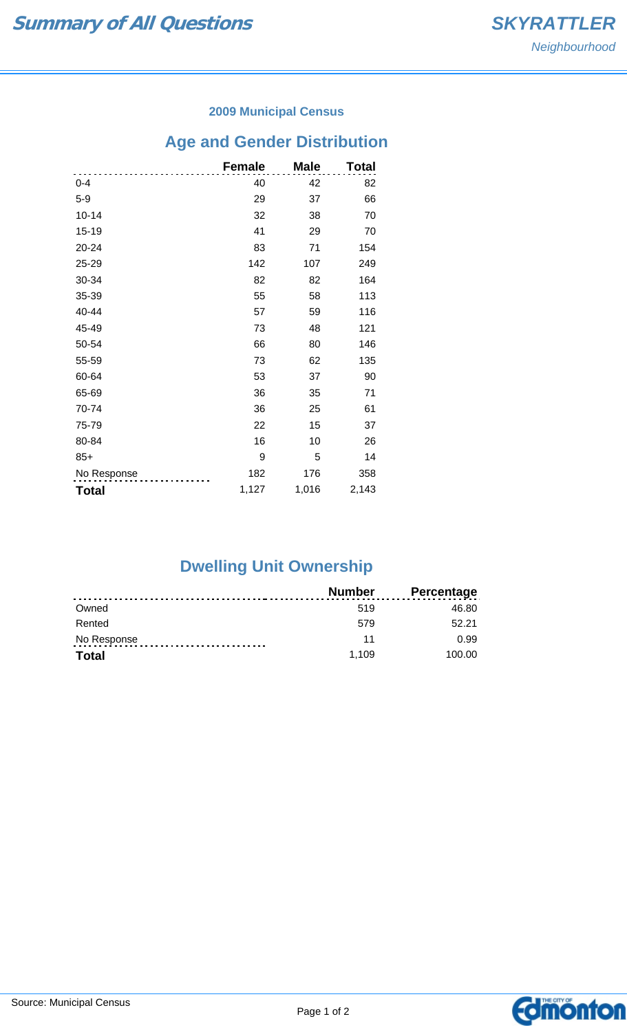# Summary of All Questions

**SKYRATTLER**
*Neighbourhood*

### 2009 Municipal Census

## Age and Gender Distribution

| | Female | Male | Total |
|---|---|---|---|
| 0-4 | 40 | 42 | 82 |
| 5-9 | 29 | 37 | 66 |
| 10-14 | 32 | 38 | 70 |
| 15-19 | 41 | 29 | 70 |
| 20-24 | 83 | 71 | 154 |
| 25-29 | 142 | 107 | 249 |
| 30-34 | 82 | 82 | 164 |
| 35-39 | 55 | 58 | 113 |
| 40-44 | 57 | 59 | 116 |
| 45-49 | 73 | 48 | 121 |
| 50-54 | 66 | 80 | 146 |
| 55-59 | 73 | 62 | 135 |
| 60-64 | 53 | 37 | 90 |
| 65-69 | 36 | 35 | 71 |
| 70-74 | 36 | 25 | 61 |
| 75-79 | 22 | 15 | 37 |
| 80-84 | 16 | 10 | 26 |
| 85+ | 9 | 5 | 14 |
| No Response | 182 | 176 | 358 |
| **Total** | 1,127 | 1,016 | 2,143 |

## Dwelling Unit Ownership

| | Number | Percentage |
|---|---|---|
| Owned | 519 | 46.80 |
| Rented | 579 | 52.21 |
| No Response | 11 | 0.99 |
| **Total** | 1,109 | 100.00 |

Source: Municipal Census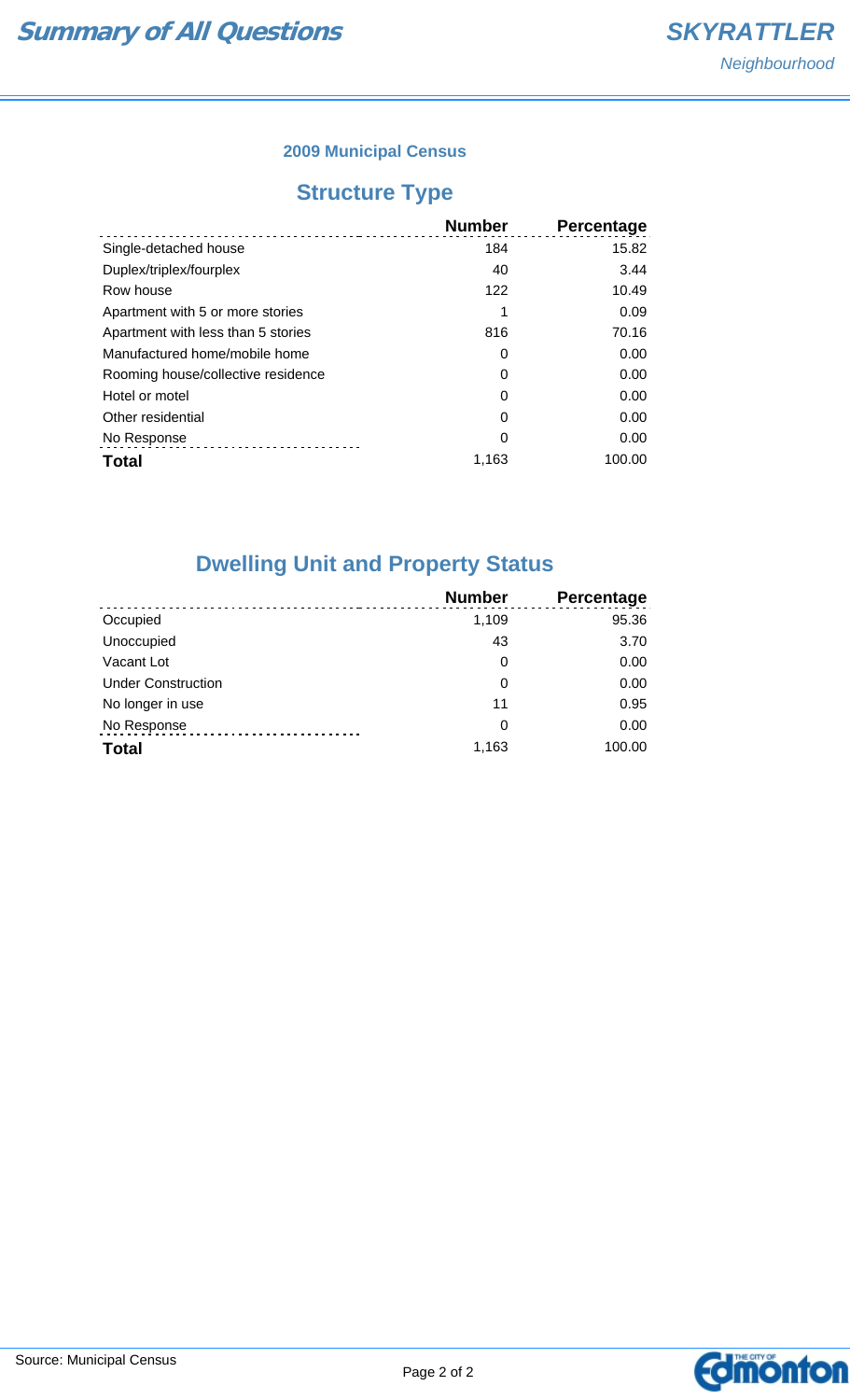# Summary of All Questions

**SKYRATTLER**
*Neighbourhood*

**2009 Municipal Census**

## Structure Type

| | Number | Percentage |
|---|---|---|
| Single-detached house | 184 | 15.82 |
| Duplex/triplex/fourplex | 40 | 3.44 |
| Row house | 122 | 10.49 |
| Apartment with 5 or more stories | 1 | 0.09 |
| Apartment with less than 5 stories | 816 | 70.16 |
| Manufactured home/mobile home | 0 | 0.00 |
| Rooming house/collective residence | 0 | 0.00 |
| Hotel or motel | 0 | 0.00 |
| Other residential | 0 | 0.00 |
| No Response | 0 | 0.00 |
| **Total** | 1,163 | 100.00 |

## Dwelling Unit and Property Status

| | Number | Percentage |
|---|---|---|
| Occupied | 1,109 | 95.36 |
| Unoccupied | 43 | 3.70 |
| Vacant Lot | 0 | 0.00 |
| Under Construction | 0 | 0.00 |
| No longer in use | 11 | 0.95 |
| No Response | 0 | 0.00 |
| **Total** | 1,163 | 100.00 |

Source: Municipal Census